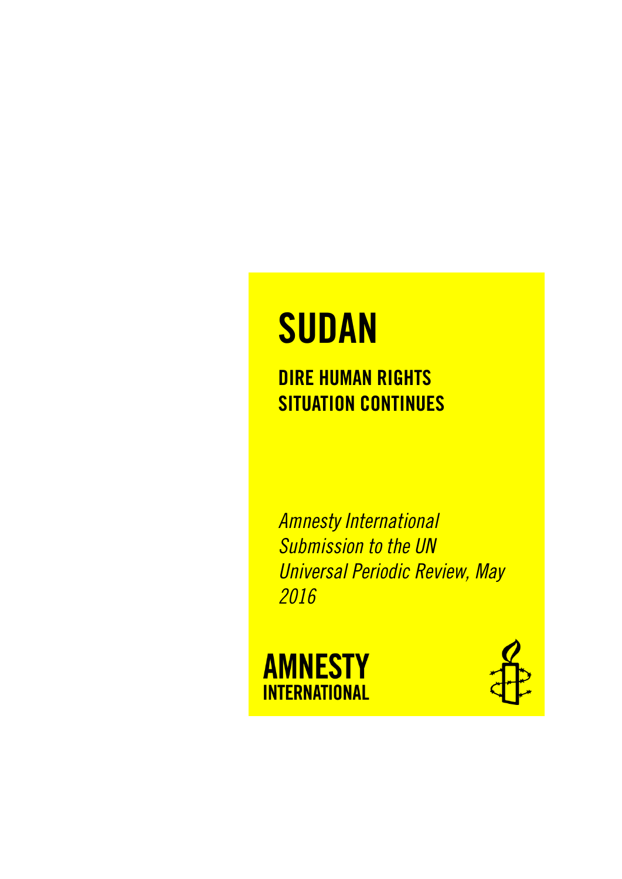# SUDAN

## DIRE HUMAN RIGHTS SITUATION CONTINUES

*Amnesty International Submission to the UN Universal Periodic Review, May 2016*

**AMNESTY INTERNATIONAL**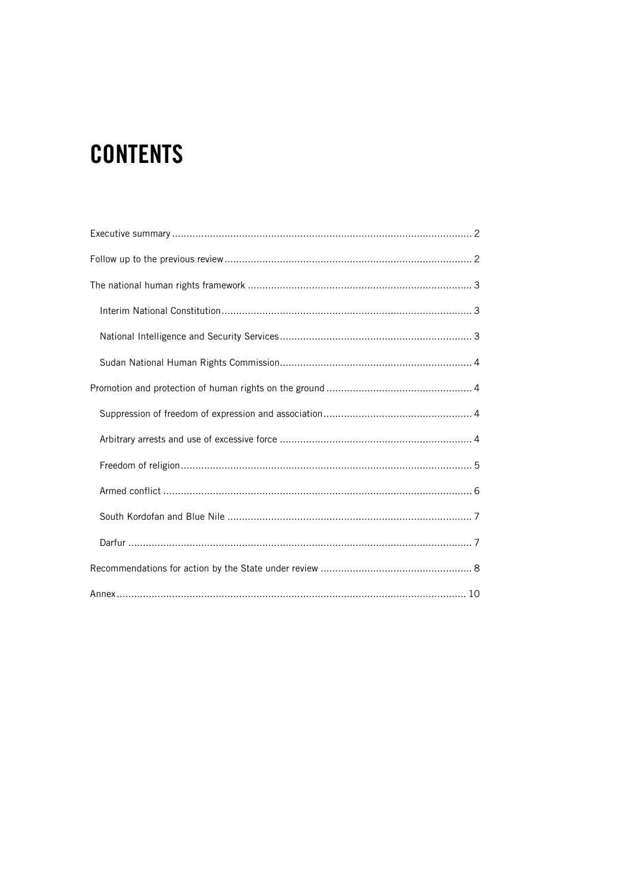# CONTENTS

Executive summary ..................................................................................................... 2

Follow up to the previous review ................................................................................... 2

The national human rights framework ............................................................................ 3

- Interim National Constitution ..................................................................................... 3
- National Intelligence and Security Services ................................................................. 3
- Sudan National Human Rights Commission ................................................................. 4

Promotion and protection of human rights on the ground .................................................. 4

- Suppression of freedom of expression and association .................................................. 4
- Arbitrary arrests and use of excessive force ................................................................. 4
- Freedom of religion .................................................................................................. 5
- Armed conflict ......................................................................................................... 6
- South Kordofan and Blue Nile ................................................................................... 7
- Darfur ..................................................................................................................... 7

Recommendations for action by the State under review .................................................... 8

Annex ........................................................................................................................ 10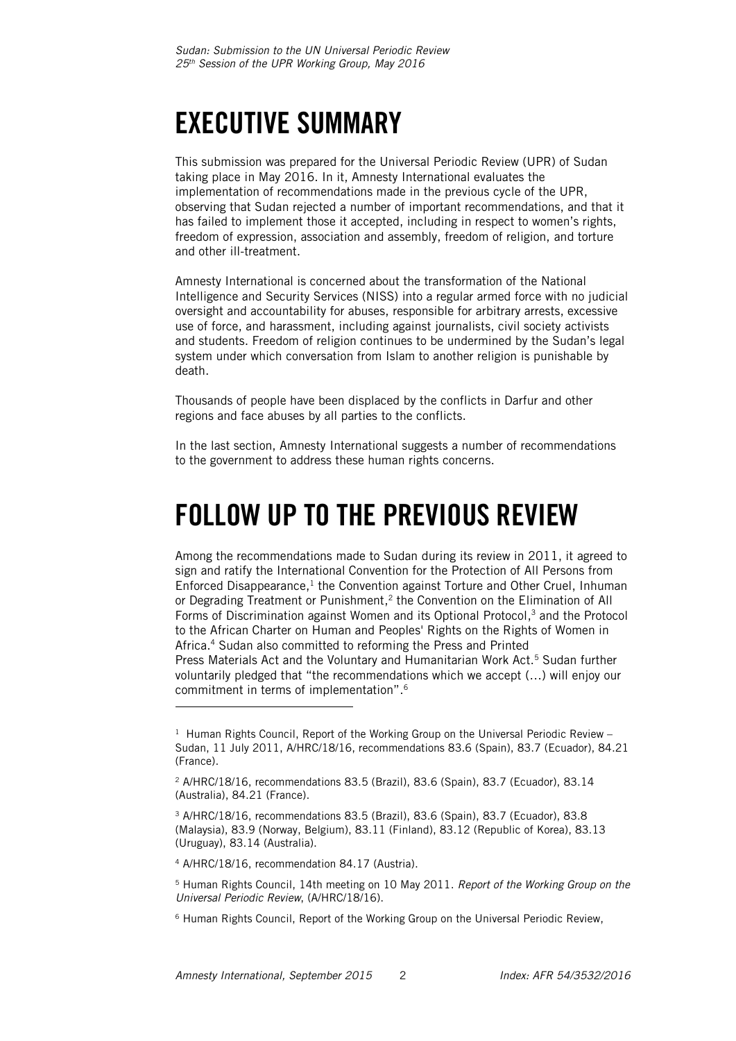# EXECUTIVE SUMMARY

This submission was prepared for the Universal Periodic Review (UPR) of Sudan taking place in May 2016. In it, Amnesty International evaluates the implementation of recommendations made in the previous cycle of the UPR, observing that Sudan rejected a number of important recommendations, and that it has failed to implement those it accepted, including in respect to women's rights, freedom of expression, association and assembly, freedom of religion, and torture and other ill-treatment.

Amnesty International is concerned about the transformation of the National Intelligence and Security Services (NISS) into a regular armed force with no judicial oversight and accountability for abuses, responsible for arbitrary arrests, excessive use of force, and harassment, including against journalists, civil society activists and students. Freedom of religion continues to be undermined by the Sudan's legal system under which conversation from Islam to another religion is punishable by death.

Thousands of people have been displaced by the conflicts in Darfur and other regions and face abuses by all parties to the conflicts.

In the last section, Amnesty International suggests a number of recommendations to the government to address these human rights concerns.

# FOLLOW UP TO THE PREVIOUS REVIEW

Among the recommendations made to Sudan during its review in 2011, it agreed to sign and ratify the International Convention for the Protection of All Persons from Enforced Disappearance,[1] the Convention against Torture and Other Cruel, Inhuman or Degrading Treatment or Punishment,[2] the Convention on the Elimination of All Forms of Discrimination against Women and its Optional Protocol,[3] and the Protocol to the African Charter on Human and Peoples' Rights on the Rights of Women in Africa.[4] Sudan also committed to reforming the Press and Printed Press Materials Act and the Voluntary and Humanitarian Work Act.[5] Sudan further voluntarily pledged that "the recommendations which we accept (…) will enjoy our commitment in terms of implementation".[6]

---

[1] Human Rights Council, Report of the Working Group on the Universal Periodic Review – Sudan, 11 July 2011, A/HRC/18/16, recommendations 83.6 (Spain), 83.7 (Ecuador), 84.21 (France).

[2] A/HRC/18/16, recommendations 83.5 (Brazil), 83.6 (Spain), 83.7 (Ecuador), 83.14 (Australia), 84.21 (France).

[3] A/HRC/18/16, recommendations 83.5 (Brazil), 83.6 (Spain), 83.7 (Ecuador), 83.8 (Malaysia), 83.9 (Norway, Belgium), 83.11 (Finland), 83.12 (Republic of Korea), 83.13 (Uruguay), 83.14 (Australia).

[4] A/HRC/18/16, recommendation 84.17 (Austria).

[5] Human Rights Council, 14th meeting on 10 May 2011. *Report of the Working Group on the Universal Periodic Review*, (A/HRC/18/16).

[6] Human Rights Council, Report of the Working Group on the Universal Periodic Review,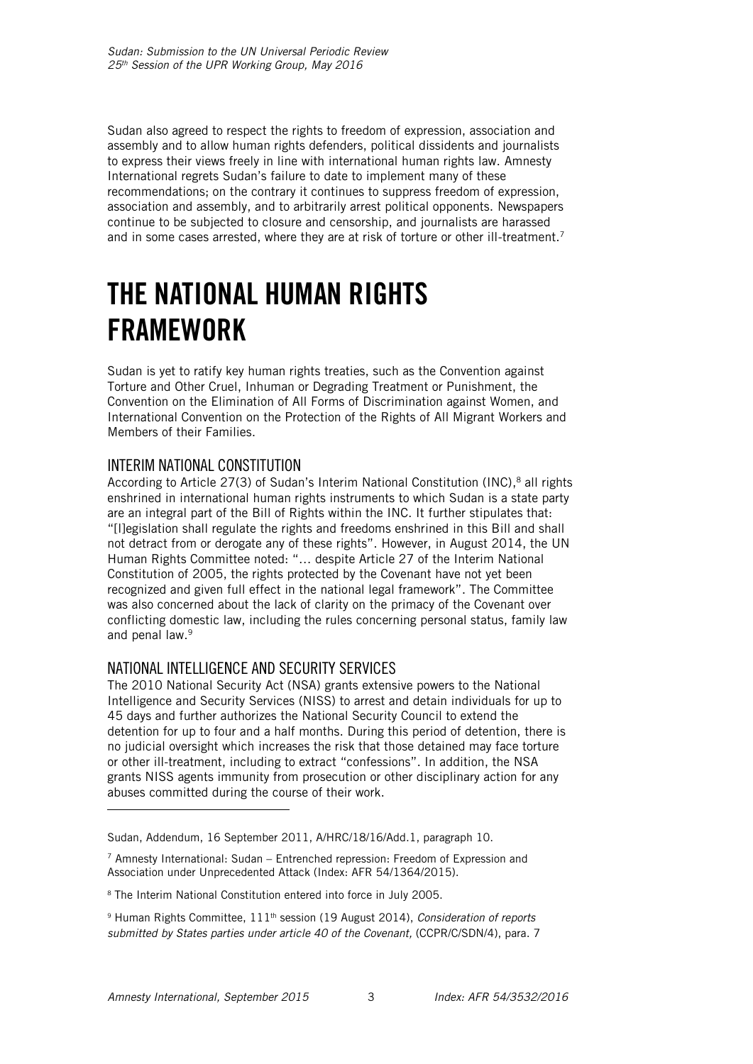Sudan also agreed to respect the rights to freedom of expression, association and assembly and to allow human rights defenders, political dissidents and journalists to express their views freely in line with international human rights law. Amnesty International regrets Sudan's failure to date to implement many of these recommendations; on the contrary it continues to suppress freedom of expression, association and assembly, and to arbitrarily arrest political opponents. Newspapers continue to be subjected to closure and censorship, and journalists are harassed and in some cases arrested, where they are at risk of torture or other ill-treatment.[7]

# THE NATIONAL HUMAN RIGHTS FRAMEWORK

Sudan is yet to ratify key human rights treaties, such as the Convention against Torture and Other Cruel, Inhuman or Degrading Treatment or Punishment, the Convention on the Elimination of All Forms of Discrimination against Women, and International Convention on the Protection of the Rights of All Migrant Workers and Members of their Families.

## INTERIM NATIONAL CONSTITUTION

According to Article 27(3) of Sudan's Interim National Constitution (INC),[8] all rights enshrined in international human rights instruments to which Sudan is a state party are an integral part of the Bill of Rights within the INC. It further stipulates that: "[l]egislation shall regulate the rights and freedoms enshrined in this Bill and shall not detract from or derogate any of these rights". However, in August 2014, the UN Human Rights Committee noted: "… despite Article 27 of the Interim National Constitution of 2005, the rights protected by the Covenant have not yet been recognized and given full effect in the national legal framework". The Committee was also concerned about the lack of clarity on the primacy of the Covenant over conflicting domestic law, including the rules concerning personal status, family law and penal law.[9]

## NATIONAL INTELLIGENCE AND SECURITY SERVICES

The 2010 National Security Act (NSA) grants extensive powers to the National Intelligence and Security Services (NISS) to arrest and detain individuals for up to 45 days and further authorizes the National Security Council to extend the detention for up to four and a half months. During this period of detention, there is no judicial oversight which increases the risk that those detained may face torture or other ill-treatment, including to extract "confessions". In addition, the NSA grants NISS agents immunity from prosecution or other disciplinary action for any abuses committed during the course of their work.

---

Sudan, Addendum, 16 September 2011, A/HRC/18/16/Add.1, paragraph 10.

[7] Amnesty International: Sudan – Entrenched repression: Freedom of Expression and Association under Unprecedented Attack (Index: AFR 54/1364/2015).

[8] The Interim National Constitution entered into force in July 2005.

[9] Human Rights Committee, 111th session (19 August 2014), *Consideration of reports submitted by States parties under article 40 of the Covenant,* (CCPR/C/SDN/4), para. 7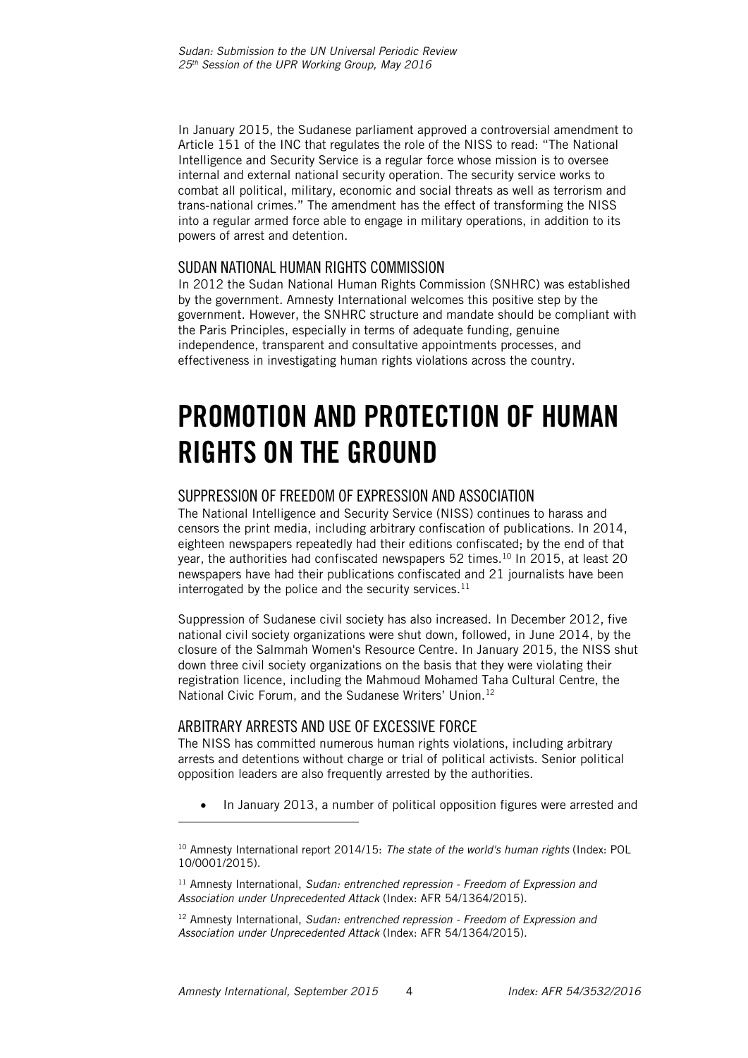In January 2015, the Sudanese parliament approved a controversial amendment to Article 151 of the INC that regulates the role of the NISS to read: "The National Intelligence and Security Service is a regular force whose mission is to oversee internal and external national security operation. The security service works to combat all political, military, economic and social threats as well as terrorism and trans-national crimes." The amendment has the effect of transforming the NISS into a regular armed force able to engage in military operations, in addition to its powers of arrest and detention.

### SUDAN NATIONAL HUMAN RIGHTS COMMISSION

In 2012 the Sudan National Human Rights Commission (SNHRC) was established by the government. Amnesty International welcomes this positive step by the government. However, the SNHRC structure and mandate should be compliant with the Paris Principles, especially in terms of adequate funding, genuine independence, transparent and consultative appointments processes, and effectiveness in investigating human rights violations across the country.

# PROMOTION AND PROTECTION OF HUMAN RIGHTS ON THE GROUND

### SUPPRESSION OF FREEDOM OF EXPRESSION AND ASSOCIATION

The National Intelligence and Security Service (NISS) continues to harass and censors the print media, including arbitrary confiscation of publications. In 2014, eighteen newspapers repeatedly had their editions confiscated; by the end of that year, the authorities had confiscated newspapers 52 times.[10] In 2015, at least 20 newspapers have had their publications confiscated and 21 journalists have been interrogated by the police and the security services.[11]

Suppression of Sudanese civil society has also increased. In December 2012, five national civil society organizations were shut down, followed, in June 2014, by the closure of the Salmmah Women's Resource Centre. In January 2015, the NISS shut down three civil society organizations on the basis that they were violating their registration licence, including the Mahmoud Mohamed Taha Cultural Centre, the National Civic Forum, and the Sudanese Writers' Union.[12]

### ARBITRARY ARRESTS AND USE OF EXCESSIVE FORCE

The NISS has committed numerous human rights violations, including arbitrary arrests and detentions without charge or trial of political activists. Senior political opposition leaders are also frequently arrested by the authorities.

- In January 2013, a number of political opposition figures were arrested and

---

[10] Amnesty International report 2014/15: *The state of the world's human rights* (Index: POL 10/0001/2015).

[11] Amnesty International, *Sudan: entrenched repression - Freedom of Expression and Association under Unprecedented Attack* (Index: AFR 54/1364/2015).

[12] Amnesty International, *Sudan: entrenched repression - Freedom of Expression and Association under Unprecedented Attack* (Index: AFR 54/1364/2015).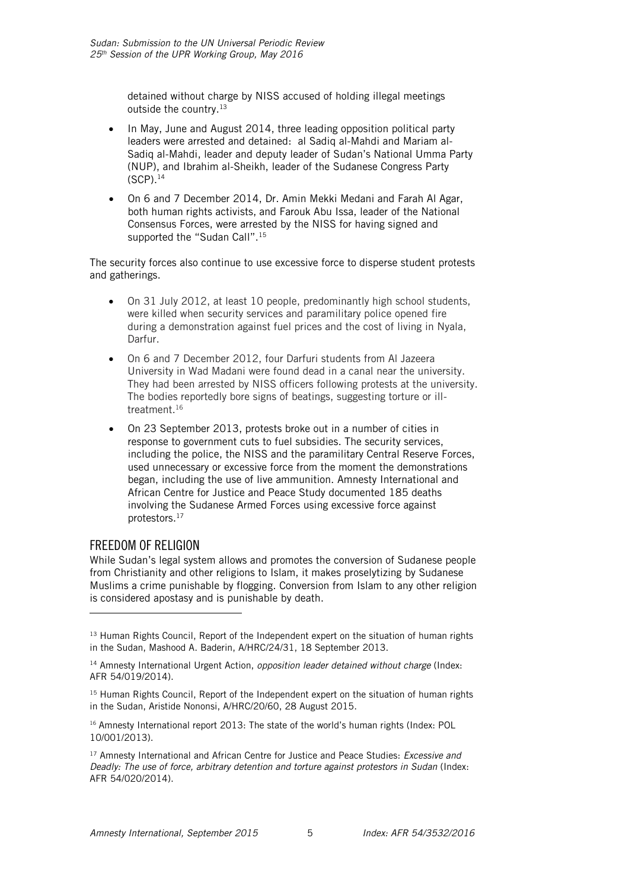detained without charge by NISS accused of holding illegal meetings outside the country.[13]

- In May, June and August 2014, three leading opposition political party leaders were arrested and detained: al Sadiq al-Mahdi and Mariam al-Sadiq al-Mahdi, leader and deputy leader of Sudan's National Umma Party (NUP), and Ibrahim al-Sheikh, leader of the Sudanese Congress Party (SCP).[14]
- On 6 and 7 December 2014, Dr. Amin Mekki Medani and Farah Al Agar, both human rights activists, and Farouk Abu Issa, leader of the National Consensus Forces, were arrested by the NISS for having signed and supported the "Sudan Call".[15]

The security forces also continue to use excessive force to disperse student protests and gatherings.

- On 31 July 2012, at least 10 people, predominantly high school students, were killed when security services and paramilitary police opened fire during a demonstration against fuel prices and the cost of living in Nyala, Darfur.
- On 6 and 7 December 2012, four Darfuri students from Al Jazeera University in Wad Madani were found dead in a canal near the university. They had been arrested by NISS officers following protests at the university. The bodies reportedly bore signs of beatings, suggesting torture or ill-treatment.[16]
- On 23 September 2013, protests broke out in a number of cities in response to government cuts to fuel subsidies. The security services, including the police, the NISS and the paramilitary Central Reserve Forces, used unnecessary or excessive force from the moment the demonstrations began, including the use of live ammunition. Amnesty International and African Centre for Justice and Peace Study documented 185 deaths involving the Sudanese Armed Forces using excessive force against protestors.[17]

## FREEDOM OF RELIGION

While Sudan's legal system allows and promotes the conversion of Sudanese people from Christianity and other religions to Islam, it makes proselytizing by Sudanese Muslims a crime punishable by flogging. Conversion from Islam to any other religion is considered apostasy and is punishable by death.

---

[13] Human Rights Council, Report of the Independent expert on the situation of human rights in the Sudan, Mashood A. Baderin, A/HRC/24/31, 18 September 2013.

[14] Amnesty International Urgent Action, *opposition leader detained without charge* (Index: AFR 54/019/2014).

[15] Human Rights Council, Report of the Independent expert on the situation of human rights in the Sudan, Aristide Nononsi, A/HRC/20/60, 28 August 2015.

[16] Amnesty International report 2013: The state of the world's human rights (Index: POL 10/001/2013).

[17] Amnesty International and African Centre for Justice and Peace Studies: *Excessive and Deadly: The use of force, arbitrary detention and torture against protestors in Sudan* (Index: AFR 54/020/2014).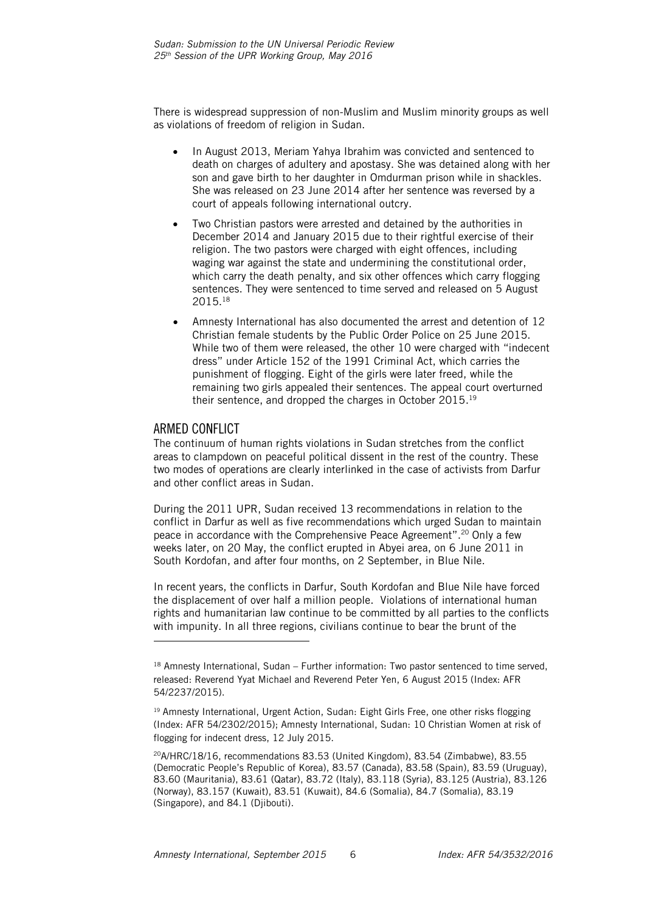There is widespread suppression of non-Muslim and Muslim minority groups as well as violations of freedom of religion in Sudan.

- In August 2013, Meriam Yahya Ibrahim was convicted and sentenced to death on charges of adultery and apostasy. She was detained along with her son and gave birth to her daughter in Omdurman prison while in shackles. She was released on 23 June 2014 after her sentence was reversed by a court of appeals following international outcry.
- Two Christian pastors were arrested and detained by the authorities in December 2014 and January 2015 due to their rightful exercise of their religion. The two pastors were charged with eight offences, including waging war against the state and undermining the constitutional order, which carry the death penalty, and six other offences which carry flogging sentences. They were sentenced to time served and released on 5 August 2015.[18]
- Amnesty International has also documented the arrest and detention of 12 Christian female students by the Public Order Police on 25 June 2015. While two of them were released, the other 10 were charged with "indecent dress" under Article 152 of the 1991 Criminal Act, which carries the punishment of flogging. Eight of the girls were later freed, while the remaining two girls appealed their sentences. The appeal court overturned their sentence, and dropped the charges in October 2015.[19]

## ARMED CONFLICT

The continuum of human rights violations in Sudan stretches from the conflict areas to clampdown on peaceful political dissent in the rest of the country. These two modes of operations are clearly interlinked in the case of activists from Darfur and other conflict areas in Sudan.

During the 2011 UPR, Sudan received 13 recommendations in relation to the conflict in Darfur as well as five recommendations which urged Sudan to maintain peace in accordance with the Comprehensive Peace Agreement".[20] Only a few weeks later, on 20 May, the conflict erupted in Abyei area, on 6 June 2011 in South Kordofan, and after four months, on 2 September, in Blue Nile.

In recent years, the conflicts in Darfur, South Kordofan and Blue Nile have forced the displacement of over half a million people. Violations of international human rights and humanitarian law continue to be committed by all parties to the conflicts with impunity. In all three regions, civilians continue to bear the brunt of the

---

[18] Amnesty International, Sudan – Further information: Two pastor sentenced to time served, released: Reverend Yyat Michael and Reverend Peter Yen, 6 August 2015 (Index: AFR 54/2237/2015).

[19] Amnesty International, Urgent Action, Sudan: Eight Girls Free, one other risks flogging (Index: AFR 54/2302/2015); Amnesty International, Sudan: 10 Christian Women at risk of flogging for indecent dress, 12 July 2015.

[20] A/HRC/18/16, recommendations 83.53 (United Kingdom), 83.54 (Zimbabwe), 83.55 (Democratic People's Republic of Korea), 83.57 (Canada), 83.58 (Spain), 83.59 (Uruguay), 83.60 (Mauritania), 83.61 (Qatar), 83.72 (Italy), 83.118 (Syria), 83.125 (Austria), 83.126 (Norway), 83.157 (Kuwait), 83.51 (Kuwait), 84.6 (Somalia), 84.7 (Somalia), 83.19 (Singapore), and 84.1 (Djibouti).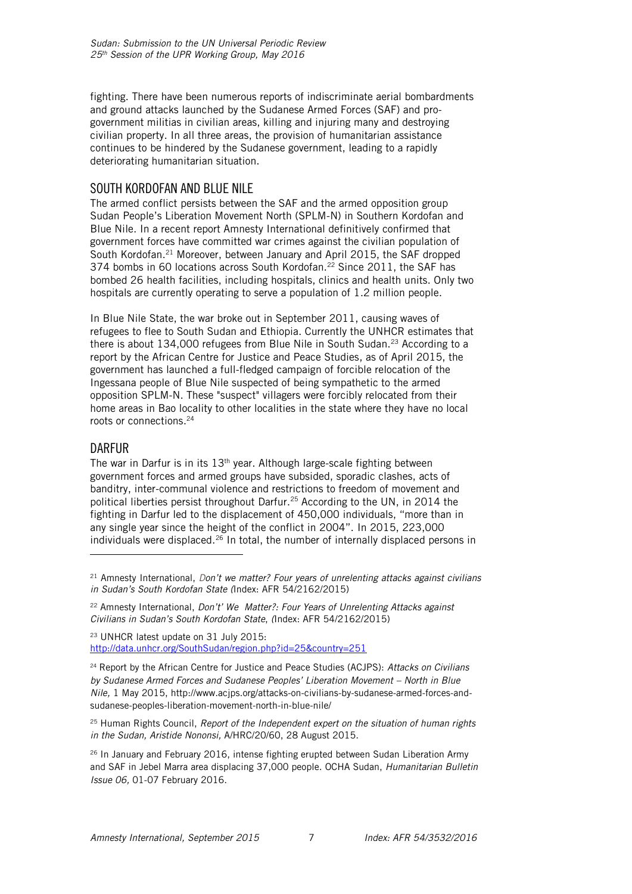fighting. There have been numerous reports of indiscriminate aerial bombardments and ground attacks launched by the Sudanese Armed Forces (SAF) and pro-government militias in civilian areas, killing and injuring many and destroying civilian property. In all three areas, the provision of humanitarian assistance continues to be hindered by the Sudanese government, leading to a rapidly deteriorating humanitarian situation.

## SOUTH KORDOFAN AND BLUE NILE

The armed conflict persists between the SAF and the armed opposition group Sudan People's Liberation Movement North (SPLM-N) in Southern Kordofan and Blue Nile. In a recent report Amnesty International definitively confirmed that government forces have committed war crimes against the civilian population of South Kordofan.[21] Moreover, between January and April 2015, the SAF dropped 374 bombs in 60 locations across South Kordofan.[22] Since 2011, the SAF has bombed 26 health facilities, including hospitals, clinics and health units. Only two hospitals are currently operating to serve a population of 1.2 million people.

In Blue Nile State, the war broke out in September 2011, causing waves of refugees to flee to South Sudan and Ethiopia. Currently the UNHCR estimates that there is about 134,000 refugees from Blue Nile in South Sudan.[23] According to a report by the African Centre for Justice and Peace Studies, as of April 2015, the government has launched a full-fledged campaign of forcible relocation of the Ingessana people of Blue Nile suspected of being sympathetic to the armed opposition SPLM-N. These "suspect" villagers were forcibly relocated from their home areas in Bao locality to other localities in the state where they have no local roots or connections.[24]

## DARFUR

The war in Darfur is in its 13th year. Although large-scale fighting between government forces and armed groups have subsided, sporadic clashes, acts of banditry, inter-communal violence and restrictions to freedom of movement and political liberties persist throughout Darfur.[25] According to the UN, in 2014 the fighting in Darfur led to the displacement of 450,000 individuals, "more than in any single year since the height of the conflict in 2004". In 2015, 223,000 individuals were displaced.[26] In total, the number of internally displaced persons in

---

[21] Amnesty International, *Don't we matter? Four years of unrelenting attacks against civilians in Sudan's South Kordofan State (*Index: AFR 54/2162/2015)

[22] Amnesty International, *Don't' We Matter?: Four Years of Unrelenting Attacks against Civilians in Sudan's South Kordofan State*, (Index: AFR 54/2162/2015)

[23] UNHCR latest update on 31 July 2015: http://data.unhcr.org/SouthSudan/region.php?id=25&country=251

[24] Report by the African Centre for Justice and Peace Studies (ACJPS): *Attacks on Civilians by Sudanese Armed Forces and Sudanese Peoples' Liberation Movement – North in Blue Nile,* 1 May 2015, http://www.acjps.org/attacks-on-civilians-by-sudanese-armed-forces-and-sudanese-peoples-liberation-movement-north-in-blue-nile/

[25] Human Rights Council, *Report of the Independent expert on the situation of human rights in the Sudan, Aristide Nononsi,* A/HRC/20/60, 28 August 2015.

[26] In January and February 2016, intense fighting erupted between Sudan Liberation Army and SAF in Jebel Marra area displacing 37,000 people. OCHA Sudan, *Humanitarian Bulletin Issue 06,* 01-07 February 2016.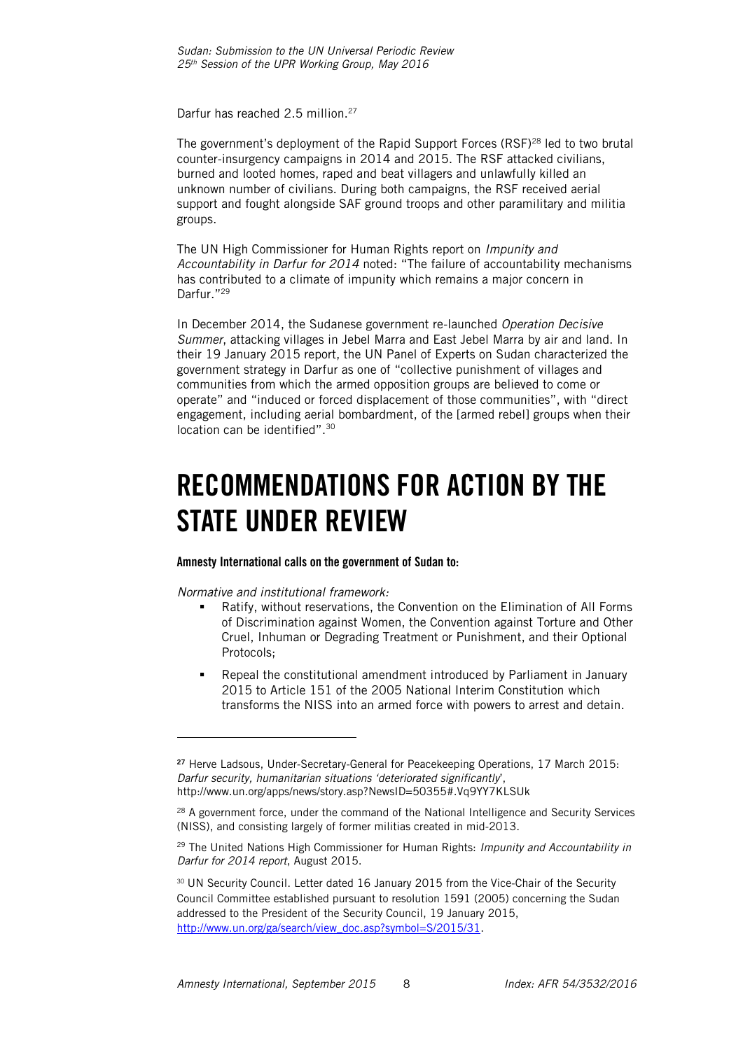Darfur has reached 2.5 million.[27]

The government's deployment of the Rapid Support Forces (RSF)[28] led to two brutal counter-insurgency campaigns in 2014 and 2015. The RSF attacked civilians, burned and looted homes, raped and beat villagers and unlawfully killed an unknown number of civilians. During both campaigns, the RSF received aerial support and fought alongside SAF ground troops and other paramilitary and militia groups.

The UN High Commissioner for Human Rights report on *Impunity and Accountability in Darfur for 2014* noted: "The failure of accountability mechanisms has contributed to a climate of impunity which remains a major concern in Darfur."[29]

In December 2014, the Sudanese government re-launched *Operation Decisive Summer*, attacking villages in Jebel Marra and East Jebel Marra by air and land. In their 19 January 2015 report, the UN Panel of Experts on Sudan characterized the government strategy in Darfur as one of "collective punishment of villages and communities from which the armed opposition groups are believed to come or operate" and "induced or forced displacement of those communities", with "direct engagement, including aerial bombardment, of the [armed rebel] groups when their location can be identified".[30]

# RECOMMENDATIONS FOR ACTION BY THE STATE UNDER REVIEW

**Amnesty International calls on the government of Sudan to:**

*Normative and institutional framework:*

- Ratify, without reservations, the Convention on the Elimination of All Forms of Discrimination against Women, the Convention against Torture and Other Cruel, Inhuman or Degrading Treatment or Punishment, and their Optional Protocols;
- Repeal the constitutional amendment introduced by Parliament in January 2015 to Article 151 of the 2005 National Interim Constitution which transforms the NISS into an armed force with powers to arrest and detain.

---

[27] Herve Ladsous, Under-Secretary-General for Peacekeeping Operations, 17 March 2015: *Darfur security, humanitarian situations 'deteriorated significantly'*, http://www.un.org/apps/news/story.asp?NewsID=50355#.Vq9YY7KLSUk

[28] A government force, under the command of the National Intelligence and Security Services (NISS), and consisting largely of former militias created in mid-2013.

[29] The United Nations High Commissioner for Human Rights: *Impunity and Accountability in Darfur for 2014 report*, August 2015.

[30] UN Security Council. Letter dated 16 January 2015 from the Vice-Chair of the Security Council Committee established pursuant to resolution 1591 (2005) concerning the Sudan addressed to the President of the Security Council, 19 January 2015, http://www.un.org/ga/search/view_doc.asp?symbol=S/2015/31.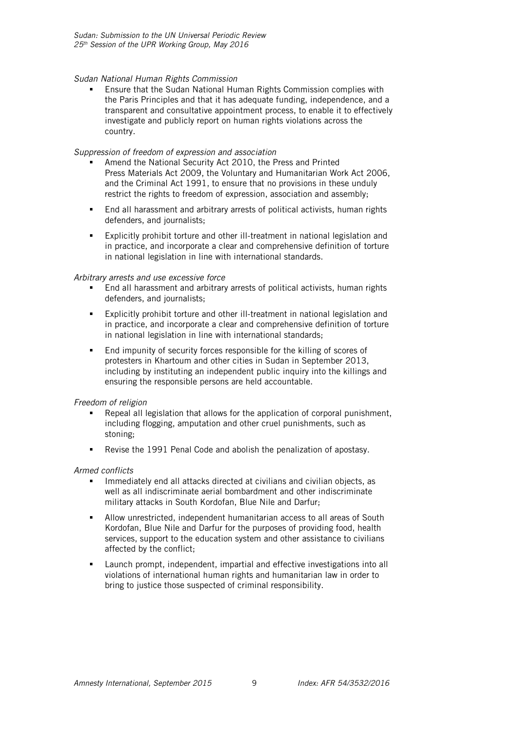*Sudan National Human Rights Commission*

- Ensure that the Sudan National Human Rights Commission complies with the Paris Principles and that it has adequate funding, independence, and a transparent and consultative appointment process, to enable it to effectively investigate and publicly report on human rights violations across the country.

*Suppression of freedom of expression and association*

- Amend the National Security Act 2010, the Press and Printed Press Materials Act 2009, the Voluntary and Humanitarian Work Act 2006, and the Criminal Act 1991, to ensure that no provisions in these unduly restrict the rights to freedom of expression, association and assembly;
- End all harassment and arbitrary arrests of political activists, human rights defenders, and journalists;
- Explicitly prohibit torture and other ill-treatment in national legislation and in practice, and incorporate a clear and comprehensive definition of torture in national legislation in line with international standards.

*Arbitrary arrests and use excessive force*

- End all harassment and arbitrary arrests of political activists, human rights defenders, and journalists;
- Explicitly prohibit torture and other ill-treatment in national legislation and in practice, and incorporate a clear and comprehensive definition of torture in national legislation in line with international standards;
- End impunity of security forces responsible for the killing of scores of protesters in Khartoum and other cities in Sudan in September 2013, including by instituting an independent public inquiry into the killings and ensuring the responsible persons are held accountable.

*Freedom of religion*

- Repeal all legislation that allows for the application of corporal punishment, including flogging, amputation and other cruel punishments, such as stoning;
- Revise the 1991 Penal Code and abolish the penalization of apostasy.

*Armed conflicts*

- Immediately end all attacks directed at civilians and civilian objects, as well as all indiscriminate aerial bombardment and other indiscriminate military attacks in South Kordofan, Blue Nile and Darfur;
- Allow unrestricted, independent humanitarian access to all areas of South Kordofan, Blue Nile and Darfur for the purposes of providing food, health services, support to the education system and other assistance to civilians affected by the conflict;
- Launch prompt, independent, impartial and effective investigations into all violations of international human rights and humanitarian law in order to bring to justice those suspected of criminal responsibility.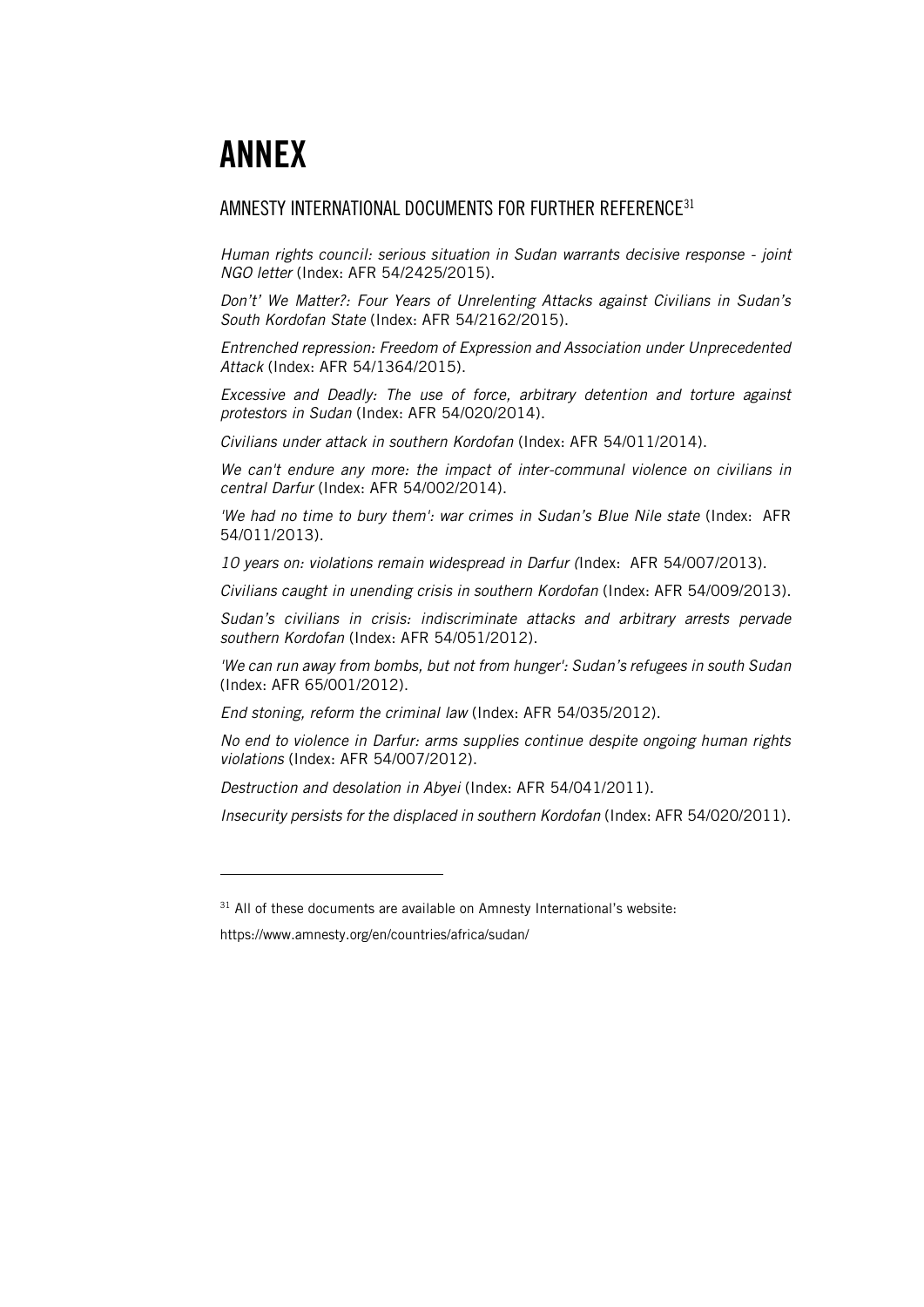# ANNEX

## AMNESTY INTERNATIONAL DOCUMENTS FOR FURTHER REFERENCE[31]

*Human rights council: serious situation in Sudan warrants decisive response - joint NGO letter* (Index: AFR 54/2425/2015).

*Don't' We Matter?: Four Years of Unrelenting Attacks against Civilians in Sudan's South Kordofan State* (Index: AFR 54/2162/2015).

*Entrenched repression: Freedom of Expression and Association under Unprecedented Attack* (Index: AFR 54/1364/2015).

*Excessive and Deadly: The use of force, arbitrary detention and torture against protestors in Sudan* (Index: AFR 54/020/2014).

*Civilians under attack in southern Kordofan* (Index: AFR 54/011/2014).

*We can't endure any more: the impact of inter-communal violence on civilians in central Darfur* (Index: AFR 54/002/2014).

*'We had no time to bury them': war crimes in Sudan's Blue Nile state* (Index: AFR 54/011/2013).

*10 years on: violations remain widespread in Darfur (*Index: AFR 54/007/2013).

*Civilians caught in unending crisis in southern Kordofan* (Index: AFR 54/009/2013).

*Sudan's civilians in crisis: indiscriminate attacks and arbitrary arrests pervade southern Kordofan* (Index: AFR 54/051/2012).

*'We can run away from bombs, but not from hunger': Sudan's refugees in south Sudan* (Index: AFR 65/001/2012).

*End stoning, reform the criminal law* (Index: AFR 54/035/2012).

*No end to violence in Darfur: arms supplies continue despite ongoing human rights violations* (Index: AFR 54/007/2012).

*Destruction and desolation in Abyei* (Index: AFR 54/041/2011).

*Insecurity persists for the displaced in southern Kordofan* (Index: AFR 54/020/2011).

---

[31] All of these documents are available on Amnesty International's website:

https://www.amnesty.org/en/countries/africa/sudan/